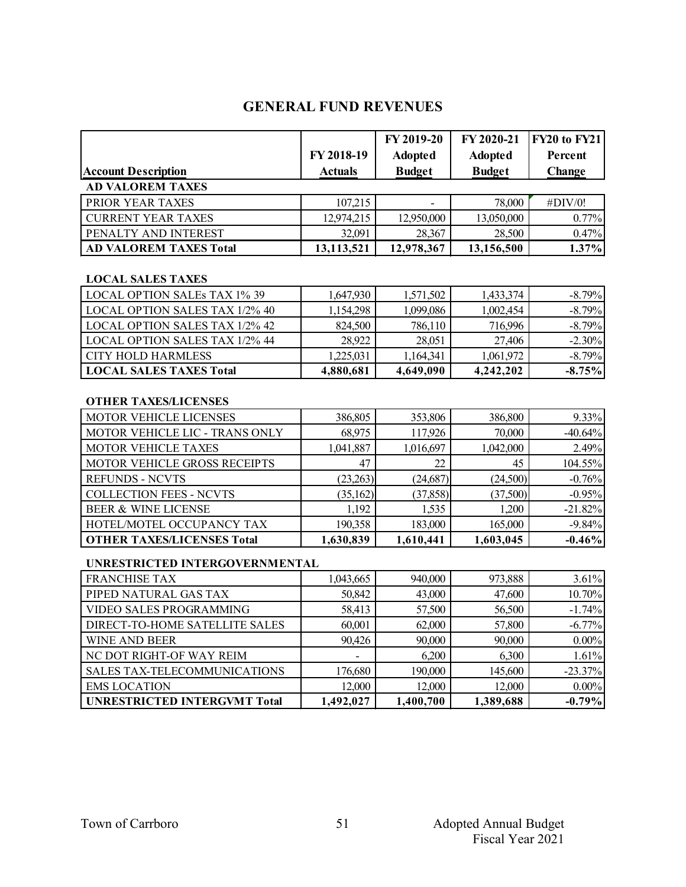## GENERAL FUND REVENUES

| Account Description | FY 2018-19 Actuals | FY 2019-20 Adopted Budget | FY 2020-21 Adopted Budget | FY20 to FY21 Percent Change |
|---|---|---|---|---|
| **AD VALOREM TAXES** | | | | |
| PRIOR YEAR TAXES | 107,215 | - | 78,000 | #DIV/0! |
| CURRENT YEAR TAXES | 12,974,215 | 12,950,000 | 13,050,000 | 0.77% |
| PENALTY AND INTEREST | 32,091 | 28,367 | 28,500 | 0.47% |
| **AD VALOREM TAXES Total** | **13,113,521** | **12,978,367** | **13,156,500** | **1.37%** |
| **LOCAL SALES TAXES** | | | | |
| LOCAL OPTION SALEs TAX 1% 39 | 1,647,930 | 1,571,502 | 1,433,374 | -8.79% |
| LOCAL OPTION SALES TAX 1/2% 40 | 1,154,298 | 1,099,086 | 1,002,454 | -8.79% |
| LOCAL OPTION SALES TAX 1/2% 42 | 824,500 | 786,110 | 716,996 | -8.79% |
| LOCAL OPTION SALES TAX 1/2% 44 | 28,922 | 28,051 | 27,406 | -2.30% |
| CITY HOLD HARMLESS | 1,225,031 | 1,164,341 | 1,061,972 | -8.79% |
| **LOCAL SALES TAXES Total** | **4,880,681** | **4,649,090** | **4,242,202** | **-8.75%** |
| **OTHER TAXES/LICENSES** | | | | |
| MOTOR VEHICLE LICENSES | 386,805 | 353,806 | 386,800 | 9.33% |
| MOTOR VEHICLE LIC - TRANS ONLY | 68,975 | 117,926 | 70,000 | -40.64% |
| MOTOR VEHICLE TAXES | 1,041,887 | 1,016,697 | 1,042,000 | 2.49% |
| MOTOR VEHICLE GROSS RECEIPTS | 47 | 22 | 45 | 104.55% |
| REFUNDS - NCVTS | (23,263) | (24,687) | (24,500) | -0.76% |
| COLLECTION FEES - NCVTS | (35,162) | (37,858) | (37,500) | -0.95% |
| BEER & WINE LICENSE | 1,192 | 1,535 | 1,200 | -21.82% |
| HOTEL/MOTEL OCCUPANCY TAX | 190,358 | 183,000 | 165,000 | -9.84% |
| **OTHER TAXES/LICENSES Total** | **1,630,839** | **1,610,441** | **1,603,045** | **-0.46%** |
| **UNRESTRICTED INTERGOVERNMENTAL** | | | | |
| FRANCHISE TAX | 1,043,665 | 940,000 | 973,888 | 3.61% |
| PIPED NATURAL GAS TAX | 50,842 | 43,000 | 47,600 | 10.70% |
| VIDEO SALES PROGRAMMING | 58,413 | 57,500 | 56,500 | -1.74% |
| DIRECT-TO-HOME SATELLITE SALES | 60,001 | 62,000 | 57,800 | -6.77% |
| WINE AND BEER | 90,426 | 90,000 | 90,000 | 0.00% |
| NC DOT RIGHT-OF WAY REIM | - | 6,200 | 6,300 | 1.61% |
| SALES TAX-TELECOMMUNICATIONS | 176,680 | 190,000 | 145,600 | -23.37% |
| EMS LOCATION | 12,000 | 12,000 | 12,000 | 0.00% |
| **UNRESTRICTED INTERGVMT Total** | **1,492,027** | **1,400,700** | **1,389,688** | **-0.79%** |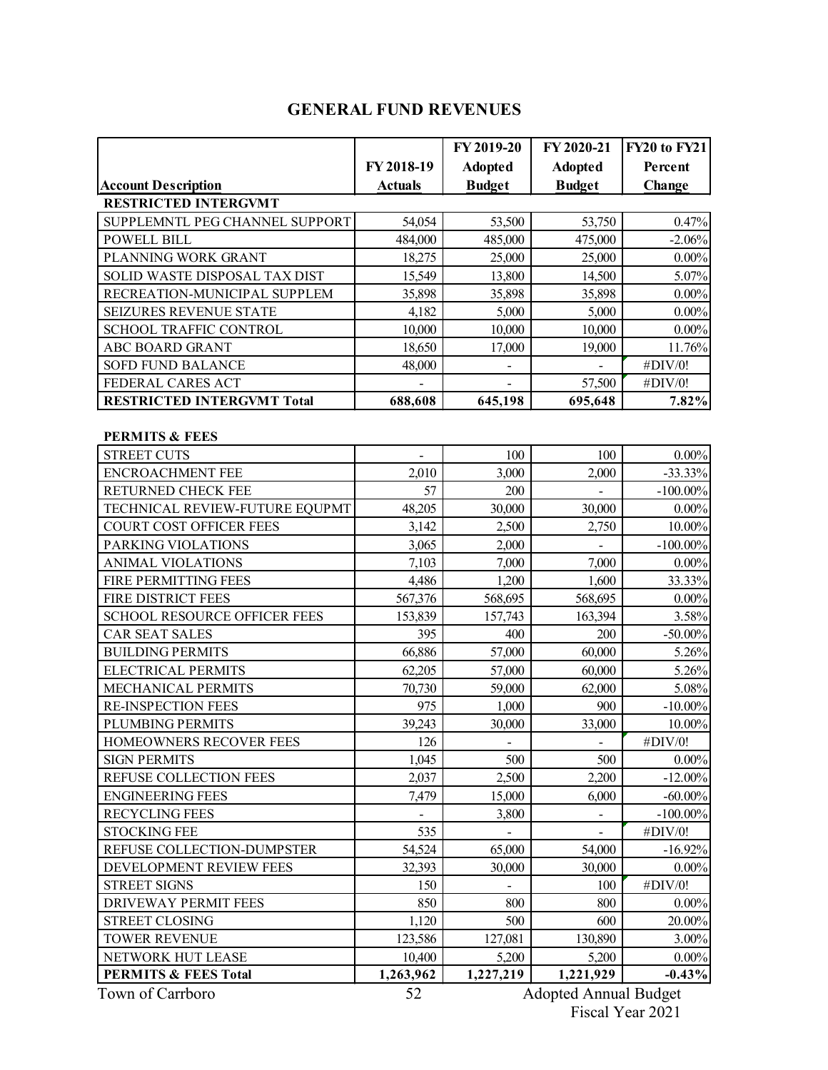# GENERAL FUND REVENUES

| Account Description | FY 2018-19 Actuals | FY 2019-20 Adopted Budget | FY 2020-21 Adopted Budget | FY20 to FY21 Percent Change |
|---|---|---|---|---|
| **RESTRICTED INTERGVMT** | | | | |
| SUPPLEMNTL PEG CHANNEL SUPPORT | 54,054 | 53,500 | 53,750 | 0.47% |
| POWELL BILL | 484,000 | 485,000 | 475,000 | -2.06% |
| PLANNING WORK GRANT | 18,275 | 25,000 | 25,000 | 0.00% |
| SOLID WASTE DISPOSAL TAX DIST | 15,549 | 13,800 | 14,500 | 5.07% |
| RECREATION-MUNICIPAL SUPPLEM | 35,898 | 35,898 | 35,898 | 0.00% |
| SEIZURES REVENUE STATE | 4,182 | 5,000 | 5,000 | 0.00% |
| SCHOOL TRAFFIC CONTROL | 10,000 | 10,000 | 10,000 | 0.00% |
| ABC BOARD GRANT | 18,650 | 17,000 | 19,000 | 11.76% |
| SOFD FUND BALANCE | 48,000 | - | - | #DIV/0! |
| FEDERAL CARES ACT | - | - | 57,500 | #DIV/0! |
| **RESTRICTED INTERGVMT Total** | **688,608** | **645,198** | **695,648** | **7.82%** |
| | | | | |
| **PERMITS & FEES** | | | | |
| STREET CUTS | - | 100 | 100 | 0.00% |
| ENCROACHMENT FEE | 2,010 | 3,000 | 2,000 | -33.33% |
| RETURNED CHECK FEE | 57 | 200 | - | -100.00% |
| TECHNICAL REVIEW-FUTURE EQUPMT | 48,205 | 30,000 | 30,000 | 0.00% |
| COURT COST OFFICER FEES | 3,142 | 2,500 | 2,750 | 10.00% |
| PARKING VIOLATIONS | 3,065 | 2,000 | - | -100.00% |
| ANIMAL VIOLATIONS | 7,103 | 7,000 | 7,000 | 0.00% |
| FIRE PERMITTING FEES | 4,486 | 1,200 | 1,600 | 33.33% |
| FIRE DISTRICT FEES | 567,376 | 568,695 | 568,695 | 0.00% |
| SCHOOL RESOURCE OFFICER FEES | 153,839 | 157,743 | 163,394 | 3.58% |
| CAR SEAT SALES | 395 | 400 | 200 | -50.00% |
| BUILDING PERMITS | 66,886 | 57,000 | 60,000 | 5.26% |
| ELECTRICAL PERMITS | 62,205 | 57,000 | 60,000 | 5.26% |
| MECHANICAL PERMITS | 70,730 | 59,000 | 62,000 | 5.08% |
| RE-INSPECTION FEES | 975 | 1,000 | 900 | -10.00% |
| PLUMBING PERMITS | 39,243 | 30,000 | 33,000 | 10.00% |
| HOMEOWNERS RECOVER FEES | 126 | - | - | #DIV/0! |
| SIGN PERMITS | 1,045 | 500 | 500 | 0.00% |
| REFUSE COLLECTION FEES | 2,037 | 2,500 | 2,200 | -12.00% |
| ENGINEERING FEES | 7,479 | 15,000 | 6,000 | -60.00% |
| RECYCLING FEES | - | 3,800 | - | -100.00% |
| STOCKING FEE | 535 | - | - | #DIV/0! |
| REFUSE COLLECTION-DUMPSTER | 54,524 | 65,000 | 54,000 | -16.92% |
| DEVELOPMENT REVIEW FEES | 32,393 | 30,000 | 30,000 | 0.00% |
| STREET SIGNS | 150 | - | 100 | #DIV/0! |
| DRIVEWAY PERMIT FEES | 850 | 800 | 800 | 0.00% |
| STREET CLOSING | 1,120 | 500 | 600 | 20.00% |
| TOWER REVENUE | 123,586 | 127,081 | 130,890 | 3.00% |
| NETWORK HUT LEASE | 10,400 | 5,200 | 5,200 | 0.00% |
| **PERMITS & FEES Total** | **1,263,962** | **1,227,219** | **1,221,929** | **-0.43%** |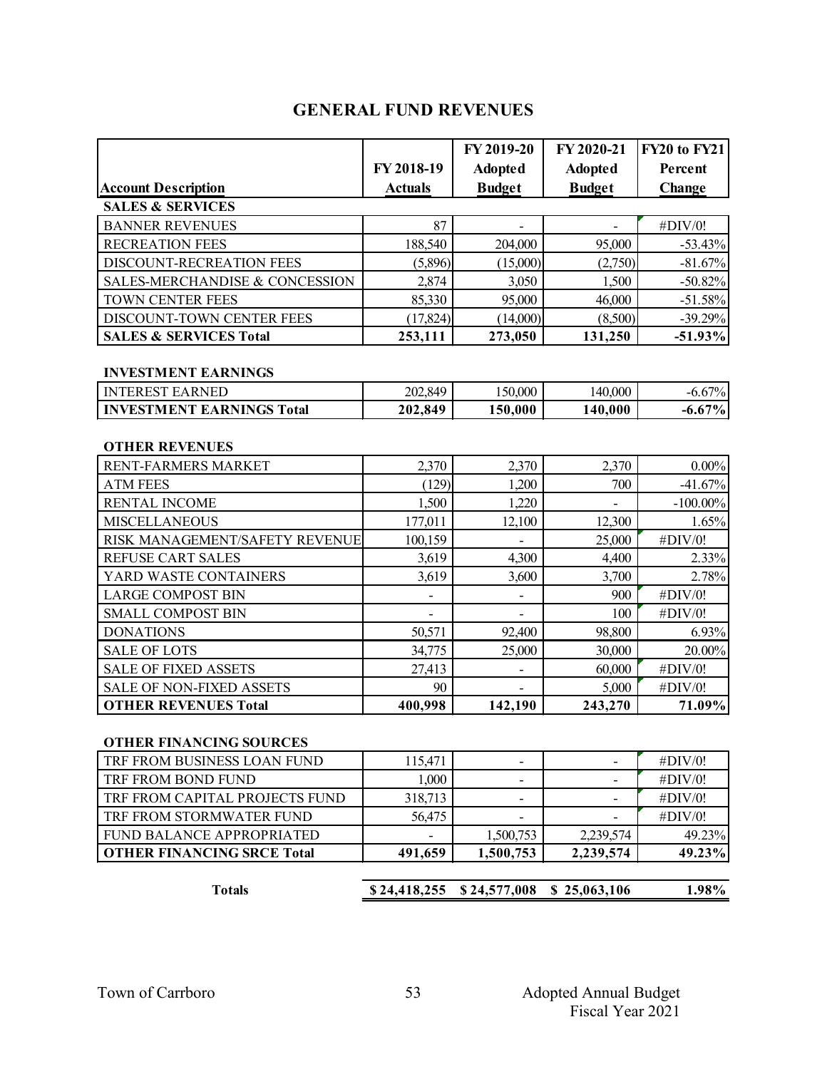## GENERAL FUND REVENUES

| Account Description | FY 2018-19 Actuals | FY 2019-20 Adopted Budget | FY 2020-21 Adopted Budget | FY20 to FY21 Percent Change |
|---|---|---|---|---|
| **SALES & SERVICES** | | | | |
| BANNER REVENUES | 87 | - | - | #DIV/0! |
| RECREATION FEES | 188,540 | 204,000 | 95,000 | -53.43% |
| DISCOUNT-RECREATION FEES | (5,896) | (15,000) | (2,750) | -81.67% |
| SALES-MERCHANDISE & CONCESSION | 2,874 | 3,050 | 1,500 | -50.82% |
| TOWN CENTER FEES | 85,330 | 95,000 | 46,000 | -51.58% |
| DISCOUNT-TOWN CENTER FEES | (17,824) | (14,000) | (8,500) | -39.29% |
| **SALES & SERVICES Total** | **253,111** | **273,050** | **131,250** | **-51.93%** |
| | | | | |
| **INVESTMENT EARNINGS** | | | | |
| INTEREST EARNED | 202,849 | 150,000 | 140,000 | -6.67% |
| **INVESTMENT EARNINGS Total** | **202,849** | **150,000** | **140,000** | **-6.67%** |
| | | | | |
| **OTHER REVENUES** | | | | |
| RENT-FARMERS MARKET | 2,370 | 2,370 | 2,370 | 0.00% |
| ATM FEES | (129) | 1,200 | 700 | -41.67% |
| RENTAL INCOME | 1,500 | 1,220 | - | -100.00% |
| MISCELLANEOUS | 177,011 | 12,100 | 12,300 | 1.65% |
| RISK MANAGEMENT/SAFETY REVENUE | 100,159 | - | 25,000 | #DIV/0! |
| REFUSE CART SALES | 3,619 | 4,300 | 4,400 | 2.33% |
| YARD WASTE CONTAINERS | 3,619 | 3,600 | 3,700 | 2.78% |
| LARGE COMPOST BIN | - | - | 900 | #DIV/0! |
| SMALL COMPOST BIN | - | - | 100 | #DIV/0! |
| DONATIONS | 50,571 | 92,400 | 98,800 | 6.93% |
| SALE OF LOTS | 34,775 | 25,000 | 30,000 | 20.00% |
| SALE OF FIXED ASSETS | 27,413 | - | 60,000 | #DIV/0! |
| SALE OF NON-FIXED ASSETS | 90 | - | 5,000 | #DIV/0! |
| **OTHER REVENUES Total** | **400,998** | **142,190** | **243,270** | **71.09%** |
| | | | | |
| **OTHER FINANCING SOURCES** | | | | |
| TRF FROM BUSINESS LOAN FUND | 115,471 | - | - | #DIV/0! |
| TRF FROM BOND FUND | 1,000 | - | - | #DIV/0! |
| TRF FROM CAPITAL PROJECTS FUND | 318,713 | - | - | #DIV/0! |
| TRF FROM STORMWATER FUND | 56,475 | - | - | #DIV/0! |
| FUND BALANCE APPROPRIATED | - | 1,500,753 | 2,239,574 | 49.23% |
| **OTHER FINANCING SRCE Total** | **491,659** | **1,500,753** | **2,239,574** | **49.23%** |
| | | | | |
| **Totals** | **$ 24,418,255** | **$ 24,577,008** | **$ 25,063,106** | **1.98%** |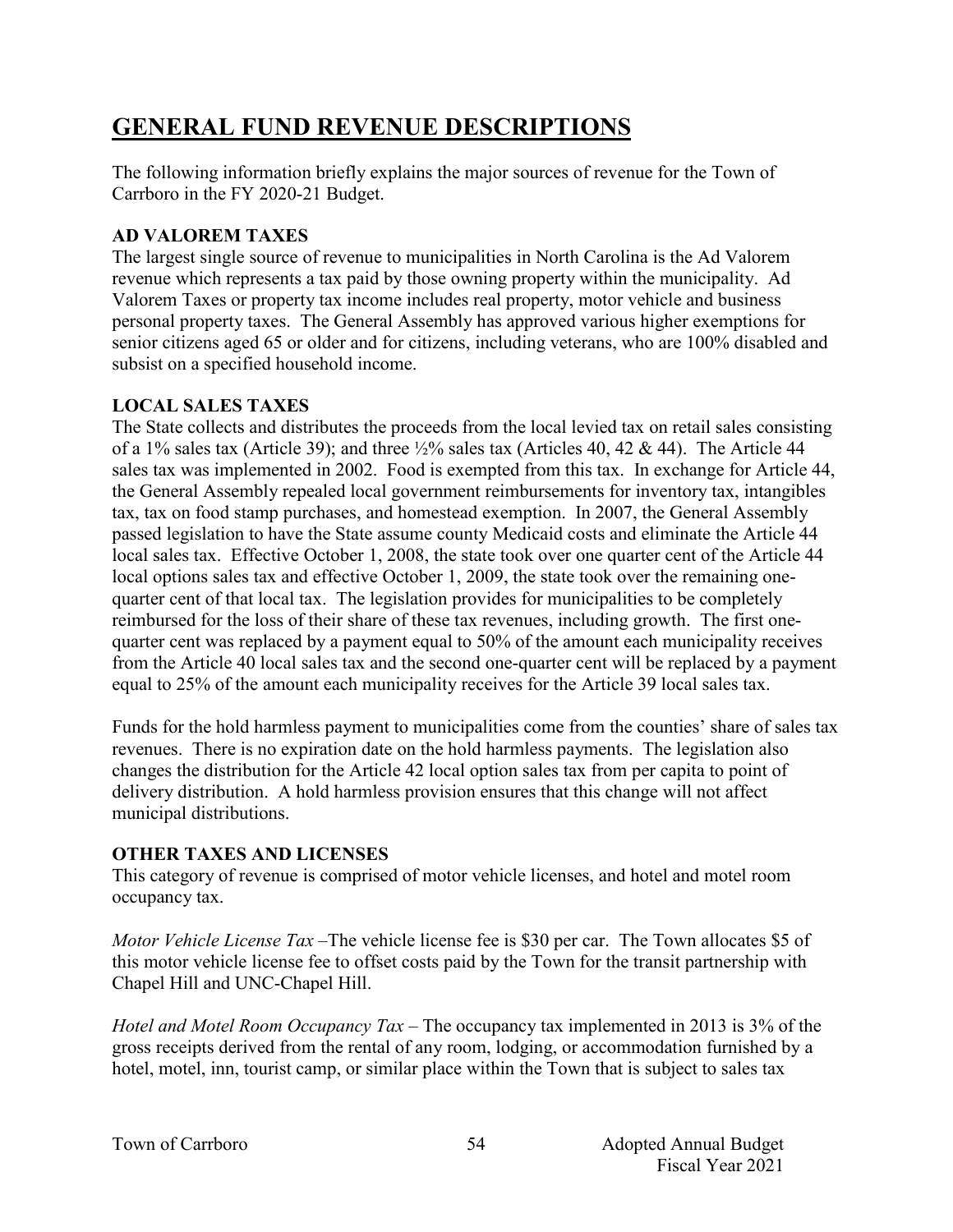# GENERAL FUND REVENUE DESCRIPTIONS

The following information briefly explains the major sources of revenue for the Town of Carrboro in the FY 2020-21 Budget.

### AD VALOREM TAXES

The largest single source of revenue to municipalities in North Carolina is the Ad Valorem revenue which represents a tax paid by those owning property within the municipality. Ad Valorem Taxes or property tax income includes real property, motor vehicle and business personal property taxes. The General Assembly has approved various higher exemptions for senior citizens aged 65 or older and for citizens, including veterans, who are 100% disabled and subsist on a specified household income.

### LOCAL SALES TAXES

The State collects and distributes the proceeds from the local levied tax on retail sales consisting of a 1% sales tax (Article 39); and three ½% sales tax (Articles 40, 42 & 44). The Article 44 sales tax was implemented in 2002. Food is exempted from this tax. In exchange for Article 44, the General Assembly repealed local government reimbursements for inventory tax, intangibles tax, tax on food stamp purchases, and homestead exemption. In 2007, the General Assembly passed legislation to have the State assume county Medicaid costs and eliminate the Article 44 local sales tax. Effective October 1, 2008, the state took over one quarter cent of the Article 44 local options sales tax and effective October 1, 2009, the state took over the remaining one-quarter cent of that local tax. The legislation provides for municipalities to be completely reimbursed for the loss of their share of these tax revenues, including growth. The first one-quarter cent was replaced by a payment equal to 50% of the amount each municipality receives from the Article 40 local sales tax and the second one-quarter cent will be replaced by a payment equal to 25% of the amount each municipality receives for the Article 39 local sales tax.

Funds for the hold harmless payment to municipalities come from the counties' share of sales tax revenues. There is no expiration date on the hold harmless payments. The legislation also changes the distribution for the Article 42 local option sales tax from per capita to point of delivery distribution. A hold harmless provision ensures that this change will not affect municipal distributions.

### OTHER TAXES AND LICENSES

This category of revenue is comprised of motor vehicle licenses, and hotel and motel room occupancy tax.

*Motor Vehicle License Tax* –The vehicle license fee is $30 per car. The Town allocates $5 of this motor vehicle license fee to offset costs paid by the Town for the transit partnership with Chapel Hill and UNC-Chapel Hill.

*Hotel and Motel Room Occupancy Tax* – The occupancy tax implemented in 2013 is 3% of the gross receipts derived from the rental of any room, lodging, or accommodation furnished by a hotel, motel, inn, tourist camp, or similar place within the Town that is subject to sales tax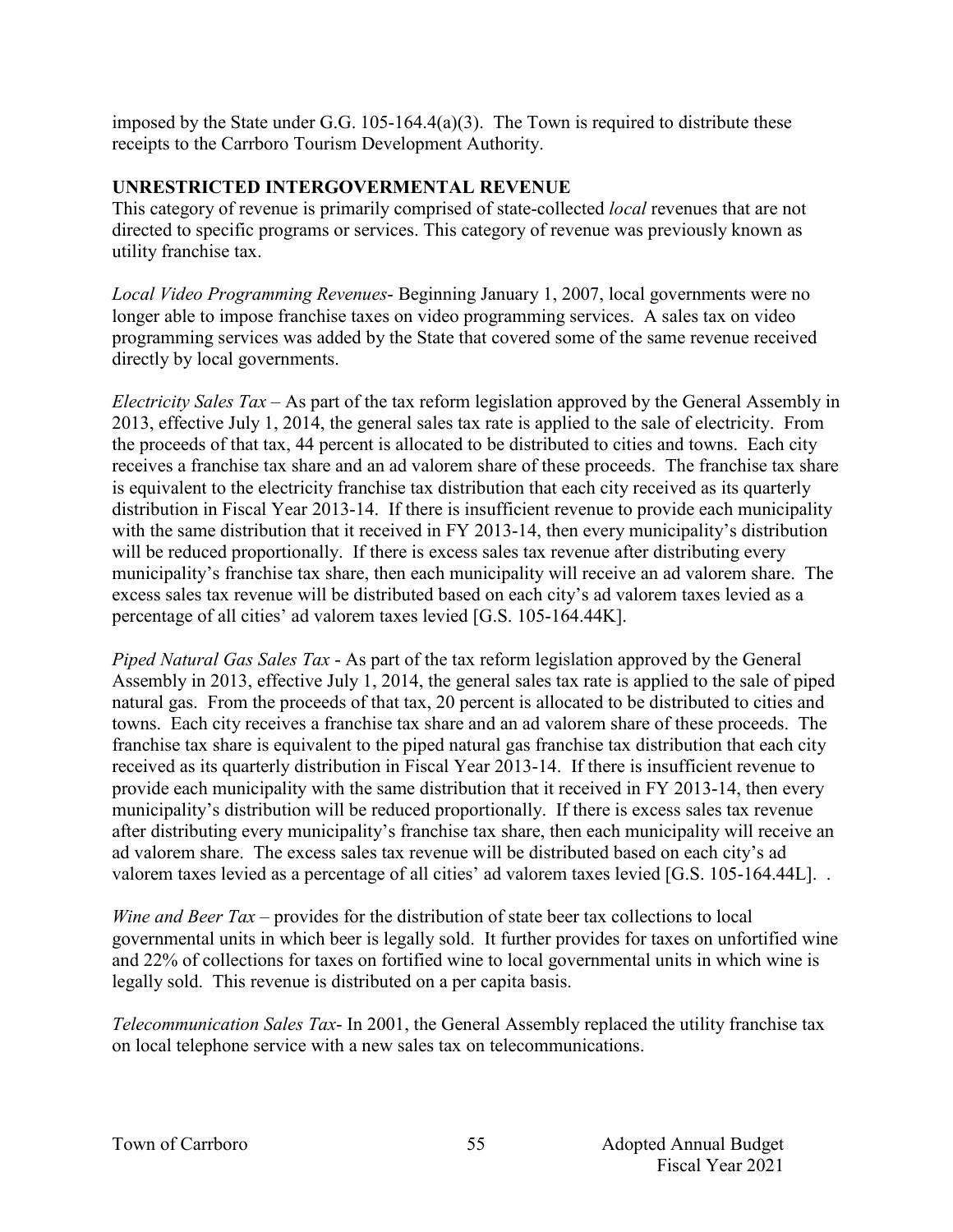imposed by the State under G.G. 105-164.4(a)(3). The Town is required to distribute these receipts to the Carrboro Tourism Development Authority.

## UNRESTRICTED INTERGOVERMENTAL REVENUE

This category of revenue is primarily comprised of state-collected *local* revenues that are not directed to specific programs or services. This category of revenue was previously known as utility franchise tax.

*Local Video Programming Revenues*- Beginning January 1, 2007, local governments were no longer able to impose franchise taxes on video programming services. A sales tax on video programming services was added by the State that covered some of the same revenue received directly by local governments.

*Electricity Sales Tax* – As part of the tax reform legislation approved by the General Assembly in 2013, effective July 1, 2014, the general sales tax rate is applied to the sale of electricity. From the proceeds of that tax, 44 percent is allocated to be distributed to cities and towns. Each city receives a franchise tax share and an ad valorem share of these proceeds. The franchise tax share is equivalent to the electricity franchise tax distribution that each city received as its quarterly distribution in Fiscal Year 2013-14. If there is insufficient revenue to provide each municipality with the same distribution that it received in FY 2013-14, then every municipality's distribution will be reduced proportionally. If there is excess sales tax revenue after distributing every municipality's franchise tax share, then each municipality will receive an ad valorem share. The excess sales tax revenue will be distributed based on each city's ad valorem taxes levied as a percentage of all cities' ad valorem taxes levied [G.S. 105-164.44K].

*Piped Natural Gas Sales Tax* - As part of the tax reform legislation approved by the General Assembly in 2013, effective July 1, 2014, the general sales tax rate is applied to the sale of piped natural gas. From the proceeds of that tax, 20 percent is allocated to be distributed to cities and towns. Each city receives a franchise tax share and an ad valorem share of these proceeds. The franchise tax share is equivalent to the piped natural gas franchise tax distribution that each city received as its quarterly distribution in Fiscal Year 2013-14. If there is insufficient revenue to provide each municipality with the same distribution that it received in FY 2013-14, then every municipality's distribution will be reduced proportionally. If there is excess sales tax revenue after distributing every municipality's franchise tax share, then each municipality will receive an ad valorem share. The excess sales tax revenue will be distributed based on each city's ad valorem taxes levied as a percentage of all cities' ad valorem taxes levied [G.S. 105-164.44L]. .

*Wine and Beer Tax* – provides for the distribution of state beer tax collections to local governmental units in which beer is legally sold. It further provides for taxes on unfortified wine and 22% of collections for taxes on fortified wine to local governmental units in which wine is legally sold. This revenue is distributed on a per capita basis.

*Telecommunication Sales Tax*- In 2001, the General Assembly replaced the utility franchise tax on local telephone service with a new sales tax on telecommunications.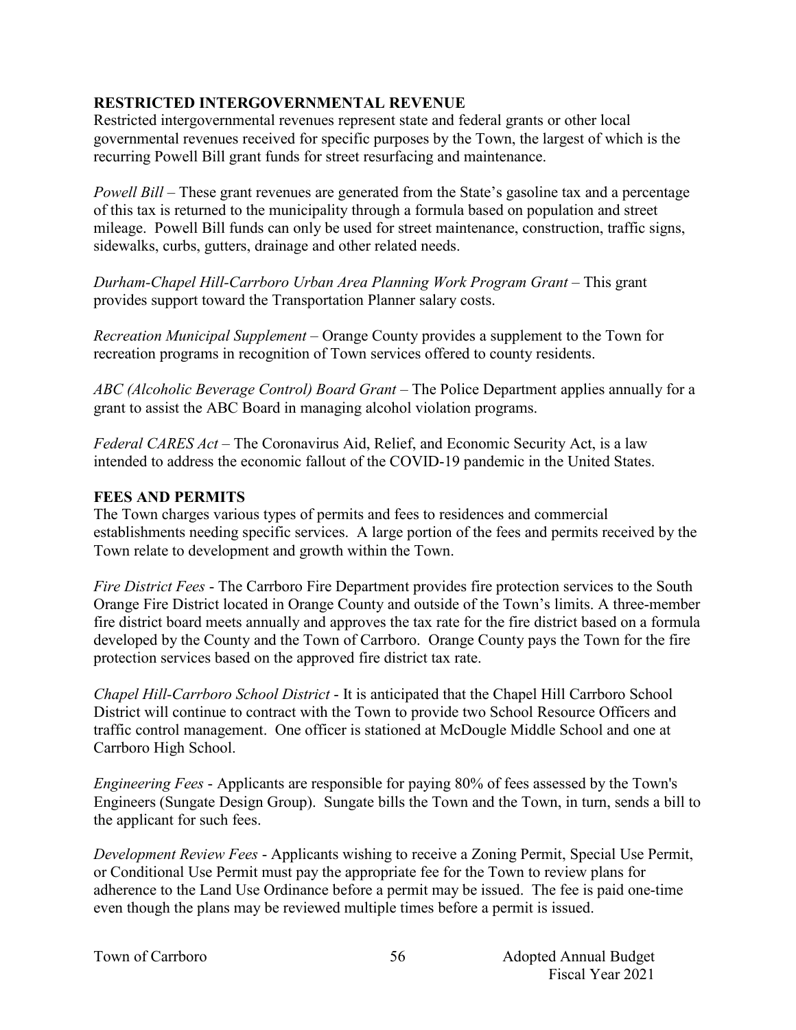## RESTRICTED INTERGOVERNMENTAL REVENUE

Restricted intergovernmental revenues represent state and federal grants or other local governmental revenues received for specific purposes by the Town, the largest of which is the recurring Powell Bill grant funds for street resurfacing and maintenance.

*Powell Bill* – These grant revenues are generated from the State's gasoline tax and a percentage of this tax is returned to the municipality through a formula based on population and street mileage. Powell Bill funds can only be used for street maintenance, construction, traffic signs, sidewalks, curbs, gutters, drainage and other related needs.

*Durham-Chapel Hill-Carrboro Urban Area Planning Work Program Grant* – This grant provides support toward the Transportation Planner salary costs.

*Recreation Municipal Supplement* – Orange County provides a supplement to the Town for recreation programs in recognition of Town services offered to county residents.

*ABC (Alcoholic Beverage Control) Board Grant* – The Police Department applies annually for a grant to assist the ABC Board in managing alcohol violation programs.

*Federal CARES Act* – The Coronavirus Aid, Relief, and Economic Security Act, is a law intended to address the economic fallout of the COVID-19 pandemic in the United States.

## FEES AND PERMITS

The Town charges various types of permits and fees to residences and commercial establishments needing specific services. A large portion of the fees and permits received by the Town relate to development and growth within the Town.

*Fire District Fees* - The Carrboro Fire Department provides fire protection services to the South Orange Fire District located in Orange County and outside of the Town's limits. A three-member fire district board meets annually and approves the tax rate for the fire district based on a formula developed by the County and the Town of Carrboro. Orange County pays the Town for the fire protection services based on the approved fire district tax rate.

*Chapel Hill-Carrboro School District* - It is anticipated that the Chapel Hill Carrboro School District will continue to contract with the Town to provide two School Resource Officers and traffic control management. One officer is stationed at McDougle Middle School and one at Carrboro High School.

*Engineering Fees* - Applicants are responsible for paying 80% of fees assessed by the Town's Engineers (Sungate Design Group). Sungate bills the Town and the Town, in turn, sends a bill to the applicant for such fees.

*Development Review Fees* - Applicants wishing to receive a Zoning Permit, Special Use Permit, or Conditional Use Permit must pay the appropriate fee for the Town to review plans for adherence to the Land Use Ordinance before a permit may be issued. The fee is paid one-time even though the plans may be reviewed multiple times before a permit is issued.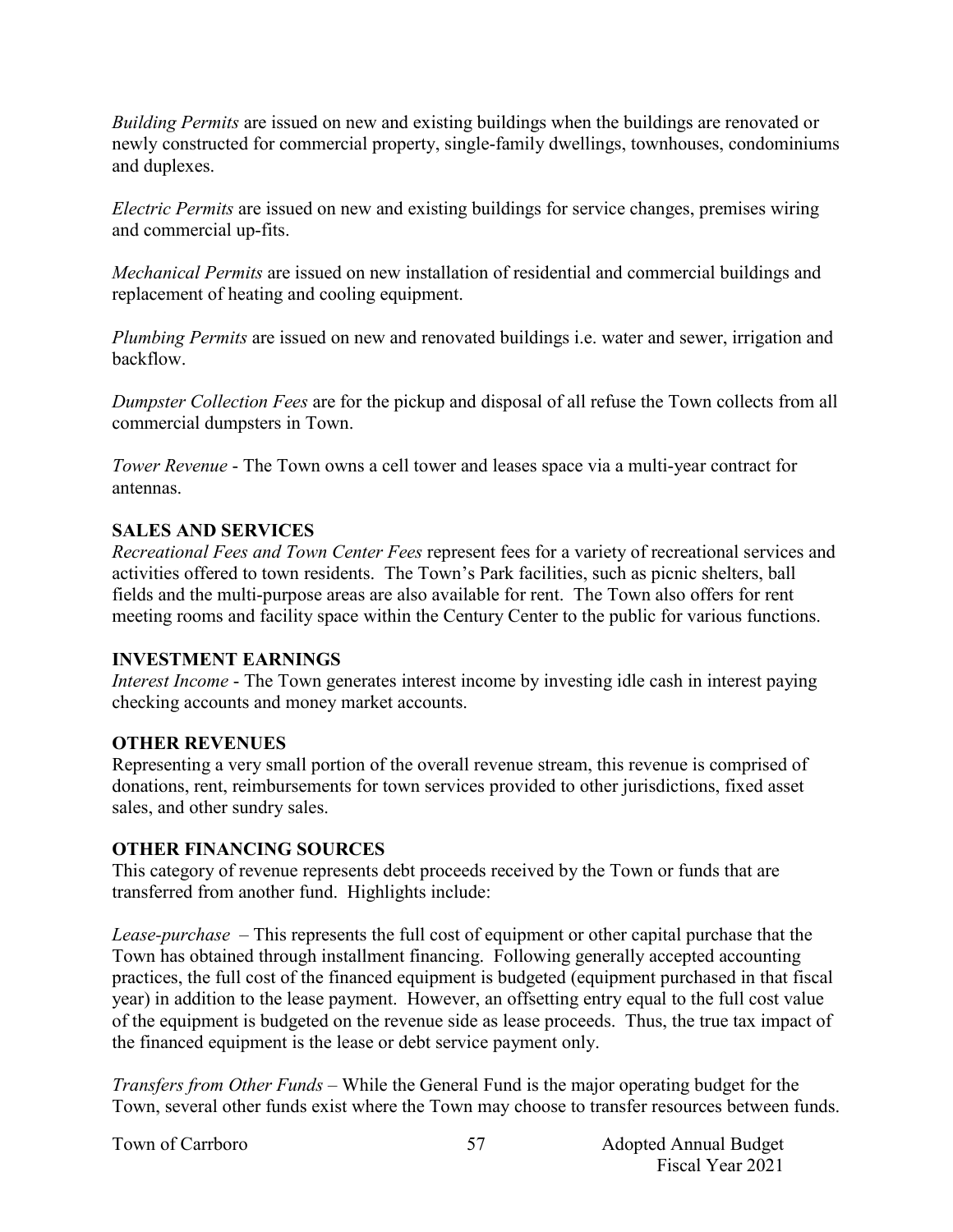*Building Permits* are issued on new and existing buildings when the buildings are renovated or newly constructed for commercial property, single-family dwellings, townhouses, condominiums and duplexes.

*Electric Permits* are issued on new and existing buildings for service changes, premises wiring and commercial up-fits.

*Mechanical Permits* are issued on new installation of residential and commercial buildings and replacement of heating and cooling equipment.

*Plumbing Permits* are issued on new and renovated buildings i.e. water and sewer, irrigation and backflow.

*Dumpster Collection Fees* are for the pickup and disposal of all refuse the Town collects from all commercial dumpsters in Town.

*Tower Revenue* - The Town owns a cell tower and leases space via a multi-year contract for antennas.

**SALES AND SERVICES**

*Recreational Fees and Town Center Fees* represent fees for a variety of recreational services and activities offered to town residents. The Town's Park facilities, such as picnic shelters, ball fields and the multi-purpose areas are also available for rent. The Town also offers for rent meeting rooms and facility space within the Century Center to the public for various functions.

**INVESTMENT EARNINGS**

*Interest Income* - The Town generates interest income by investing idle cash in interest paying checking accounts and money market accounts.

**OTHER REVENUES**

Representing a very small portion of the overall revenue stream, this revenue is comprised of donations, rent, reimbursements for town services provided to other jurisdictions, fixed asset sales, and other sundry sales.

**OTHER FINANCING SOURCES**

This category of revenue represents debt proceeds received by the Town or funds that are transferred from another fund. Highlights include:

*Lease-purchase* – This represents the full cost of equipment or other capital purchase that the Town has obtained through installment financing. Following generally accepted accounting practices, the full cost of the financed equipment is budgeted (equipment purchased in that fiscal year) in addition to the lease payment. However, an offsetting entry equal to the full cost value of the equipment is budgeted on the revenue side as lease proceeds. Thus, the true tax impact of the financed equipment is the lease or debt service payment only.

*Transfers from Other Funds* – While the General Fund is the major operating budget for the Town, several other funds exist where the Town may choose to transfer resources between funds.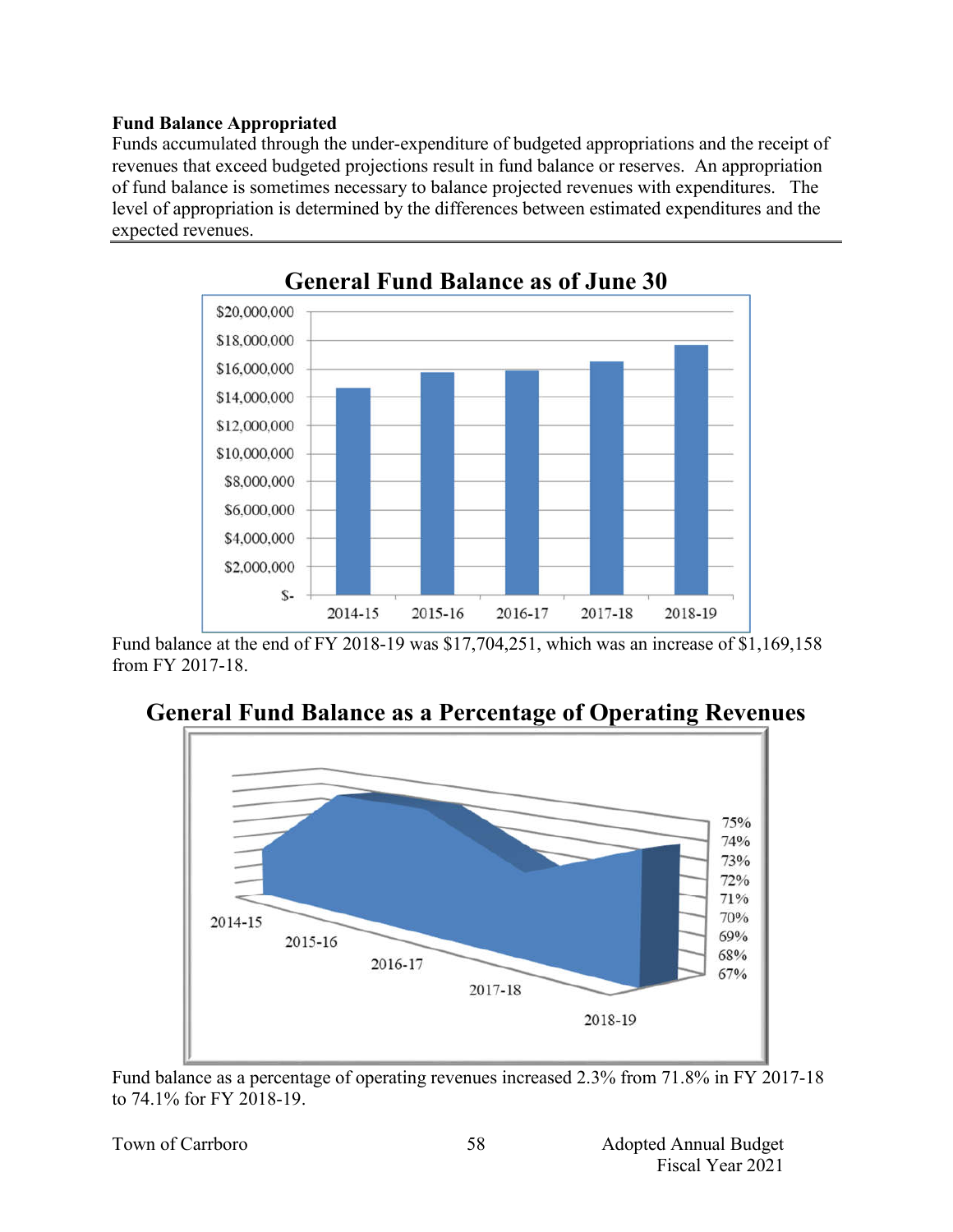**Fund Balance Appropriated**

Funds accumulated through the under-expenditure of budgeted appropriations and the receipt of revenues that exceed budgeted projections result in fund balance or reserves. An appropriation of fund balance is sometimes necessary to balance projected revenues with expenditures. The level of appropriation is determined by the differences between estimated expenditures and the expected revenues.

## General Fund Balance as of June 30

Fund balance at the end of FY 2018-19 was $17,704,251, which was an increase of $1,169,158 from FY 2017-18.

## General Fund Balance as a Percentage of Operating Revenues

Fund balance as a percentage of operating revenues increased 2.3% from 71.8% in FY 2017-18 to 74.1% for FY 2018-19.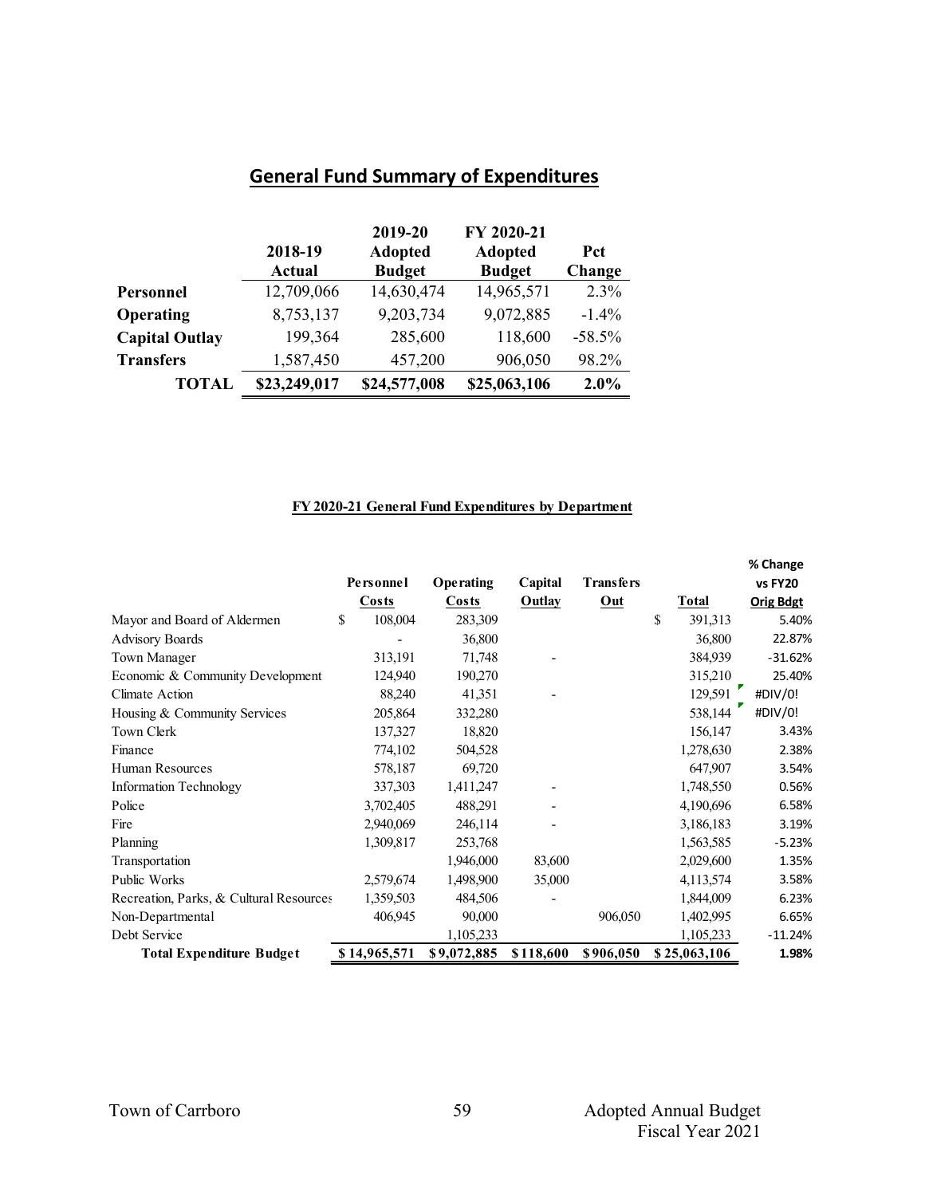## General Fund Summary of Expenditures

| | 2018-19 Actual | 2019-20 Adopted Budget | FY 2020-21 Adopted Budget | Pct Change |
|---|---|---|---|---|
| **Personnel** | 12,709,066 | 14,630,474 | 14,965,571 | 2.3% |
| **Operating** | 8,753,137 | 9,203,734 | 9,072,885 | -1.4% |
| **Capital Outlay** | 199,364 | 285,600 | 118,600 | -58.5% |
| **Transfers** | 1,587,450 | 457,200 | 906,050 | 98.2% |
| **TOTAL** | **$23,249,017** | **$24,577,008** | **$25,063,106** | **2.0%** |

**FY 2020-21 General Fund Expenditures by Department**

| | Personnel Costs | Operating Costs | Capital Outlay | Transfers Out | Total | % Change vs FY20 Orig Bdgt |
|---|---|---|---|---|---|---|
| Mayor and Board of Aldermen | $ 108,004 | 283,309 | | | $ 391,313 | 5.40% |
| Advisory Boards | - | 36,800 | | | 36,800 | 22.87% |
| Town Manager | 313,191 | 71,748 | - | | 384,939 | -31.62% |
| Economic & Community Development | 124,940 | 190,270 | | | 315,210 | 25.40% |
| Climate Action | 88,240 | 41,351 | - | | 129,591 | #DIV/0! |
| Housing & Community Services | 205,864 | 332,280 | | | 538,144 | #DIV/0! |
| Town Clerk | 137,327 | 18,820 | | | 156,147 | 3.43% |
| Finance | 774,102 | 504,528 | | | 1,278,630 | 2.38% |
| Human Resources | 578,187 | 69,720 | | | 647,907 | 3.54% |
| Information Technology | 337,303 | 1,411,247 | - | | 1,748,550 | 0.56% |
| Police | 3,702,405 | 488,291 | - | | 4,190,696 | 6.58% |
| Fire | 2,940,069 | 246,114 | - | | 3,186,183 | 3.19% |
| Planning | 1,309,817 | 253,768 | | | 1,563,585 | -5.23% |
| Transportation | | 1,946,000 | 83,600 | | 2,029,600 | 1.35% |
| Public Works | 2,579,674 | 1,498,900 | 35,000 | | 4,113,574 | 3.58% |
| Recreation, Parks, & Cultural Resources | 1,359,503 | 484,506 | - | | 1,844,009 | 6.23% |
| Non-Departmental | 406,945 | 90,000 | | 906,050 | 1,402,995 | 6.65% |
| Debt Service | | 1,105,233 | | | 1,105,233 | -11.24% |
| **Total Expenditure Budget** | **$ 14,965,571** | **$ 9,072,885** | **$ 118,600** | **$ 906,050** | **$ 25,063,106** | **1.98%** |